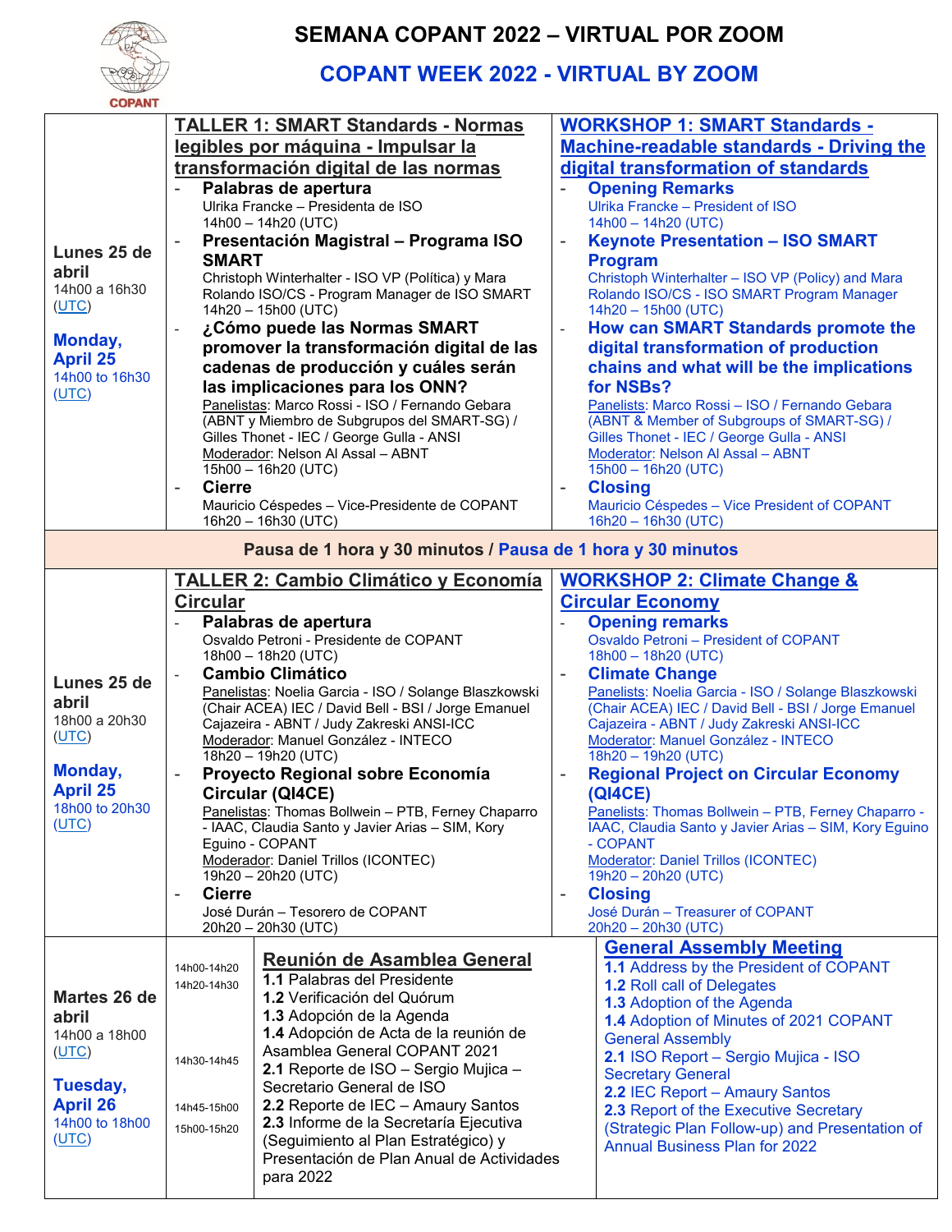# SEMANA COPANT 2022 – VIRTUAL POR ZOOM

## COPANT WEEK 2022 - VIRTUAL BY ZOOM

| Fecha / Date | Español | English |
|---|---|---|
| **Lunes 25 de abril** 14h00 a 16h30 (UTC) **Monday, April 25** 14h00 to 16h30 (UTC) | **TALLER 1: SMART Standards - Normas legibles por máquina - Impulsar la transformación digital de las normas**<br>- **Palabras de apertura**<br>Ulrika Francke – Presidenta de ISO<br>14h00 – 14h20 (UTC)<br>- **Presentación Magistral – Programa ISO SMART**<br>Christoph Winterhalter - ISO VP (Política) y Mara Rolando ISO/CS - Program Manager de ISO SMART<br>14h20 – 15h00 (UTC)<br>- **¿Cómo puede las Normas SMART promover la transformación digital de las cadenas de producción y cuáles serán las implicaciones para los ONN?**<br>Panelistas: Marco Rossi - ISO / Fernando Gebara (ABNT y Miembro de Subgrupos del SMART-SG) / Gilles Thonet - IEC / George Gulla - ANSI<br>Moderador: Nelson Al Assal – ABNT<br>15h00 – 16h20 (UTC)<br>- **Cierre**<br>Mauricio Céspedes – Vice-Presidente de COPANT<br>16h20 – 16h30 (UTC) | **WORKSHOP 1: SMART Standards - Machine-readable standards - Driving the digital transformation of standards**<br>- **Opening Remarks**<br>Ulrika Francke – President of ISO<br>14h00 – 14h20 (UTC)<br>- **Keynote Presentation – ISO SMART Program**<br>Christoph Winterhalter – ISO VP (Policy) and Mara Rolando ISO/CS - ISO SMART Program Manager<br>14h20 – 15h00 (UTC)<br>- **How can SMART Standards promote the digital transformation of production chains and what will be the implications for NSBs?**<br>Panelists: Marco Rossi – ISO / Fernando Gebara (ABNT & Member of Subgroups of SMART-SG) / Gilles Thonet - IEC / George Gulla - ANSI<br>Moderator: Nelson Al Assal – ABNT<br>15h00 – 16h20 (UTC)<br>- **Closing**<br>Mauricio Céspedes – Vice President of COPANT<br>16h20 – 16h30 (UTC) |
| **Pausa de 1 hora y 30 minutos / Pausa de 1 hora y 30 minutos** | | |
| **Lunes 25 de abril** 18h00 a 20h30 (UTC) **Monday, April 25** 18h00 to 20h30 (UTC) | **TALLER 2: Cambio Climático y Economía Circular**<br>- **Palabras de apertura**<br>Osvaldo Petroni - Presidente de COPANT<br>18h00 – 18h20 (UTC)<br>- **Cambio Climático**<br>Panelistas: Noelia Garcia - ISO / Solange Blaszkowski (Chair ACEA) IEC / David Bell - BSI / Jorge Emanuel Cajazeira - ABNT / Judy Zakreski ANSI-ICC<br>Moderador: Manuel González - INTECO<br>18h20 – 19h20 (UTC)<br>- **Proyecto Regional sobre Economía Circular (QI4CE)**<br>Panelistas: Thomas Bollwein – PTB, Ferney Chaparro - IAAC, Claudia Santo y Javier Arias – SIM, Kory Eguino - COPANT<br>Moderador: Daniel Trillos (ICONTEC)<br>19h20 – 20h20 (UTC)<br>- **Cierre**<br>José Durán – Tesorero de COPANT<br>20h20 – 20h30 (UTC) | **WORKSHOP 2: Climate Change & Circular Economy**<br>- **Opening remarks**<br>Osvaldo Petroni – President of COPANT<br>18h00 – 18h20 (UTC)<br>- **Climate Change**<br>Panelists: Noelia Garcia - ISO / Solange Blaszkowski (Chair ACEA) IEC / David Bell - BSI / Jorge Emanuel Cajazeira - ABNT / Judy Zakreski ANSI-ICC<br>Moderator: Manuel González - INTECO<br>18h20 – 19h20 (UTC)<br>- **Regional Project on Circular Economy (QI4CE)**<br>Panelists: Thomas Bollwein – PTB, Ferney Chaparro - IAAC, Claudia Santo y Javier Arias – SIM, Kory Eguino - COPANT<br>Moderator: Daniel Trillos (ICONTEC)<br>19h20 – 20h20 (UTC)<br>- **Closing**<br>José Durán – Treasurer of COPANT<br>20h20 – 20h30 (UTC) |
| **Martes 26 de abril** 14h00 a 18h00 (UTC) **Tuesday, April 26** 14h00 to 18h00 (UTC) | **Reunión de Asamblea General**<br>14h00-14h20 **1.1** Palabras del Presidente<br>14h20-14h30 **1.2** Verificación del Quórum<br>**1.3** Adopción de la Agenda<br>**1.4** Adopción de Acta de la reunión de Asamblea General COPANT 2021<br>14h30-14h45 **2.1** Reporte de ISO – Sergio Mujica – Secretario General de ISO<br>14h45-15h00 **2.2** Reporte de IEC – Amaury Santos<br>15h00-15h20 **2.3** Informe de la Secretaría Ejecutiva (Seguimiento al Plan Estratégico) y Presentación de Plan Anual de Actividades para 2022 | **General Assembly Meeting**<br>**1.1** Address by the President of COPANT<br>**1.2** Roll call of Delegates<br>**1.3** Adoption of the Agenda<br>**1.4** Adoption of Minutes of 2021 COPANT General Assembly<br>**2.1** ISO Report – Sergio Mujica - ISO Secretary General<br>**2.2** IEC Report – Amaury Santos<br>**2.3** Report of the Executive Secretary (Strategic Plan Follow-up) and Presentation of Annual Business Plan for 2022 |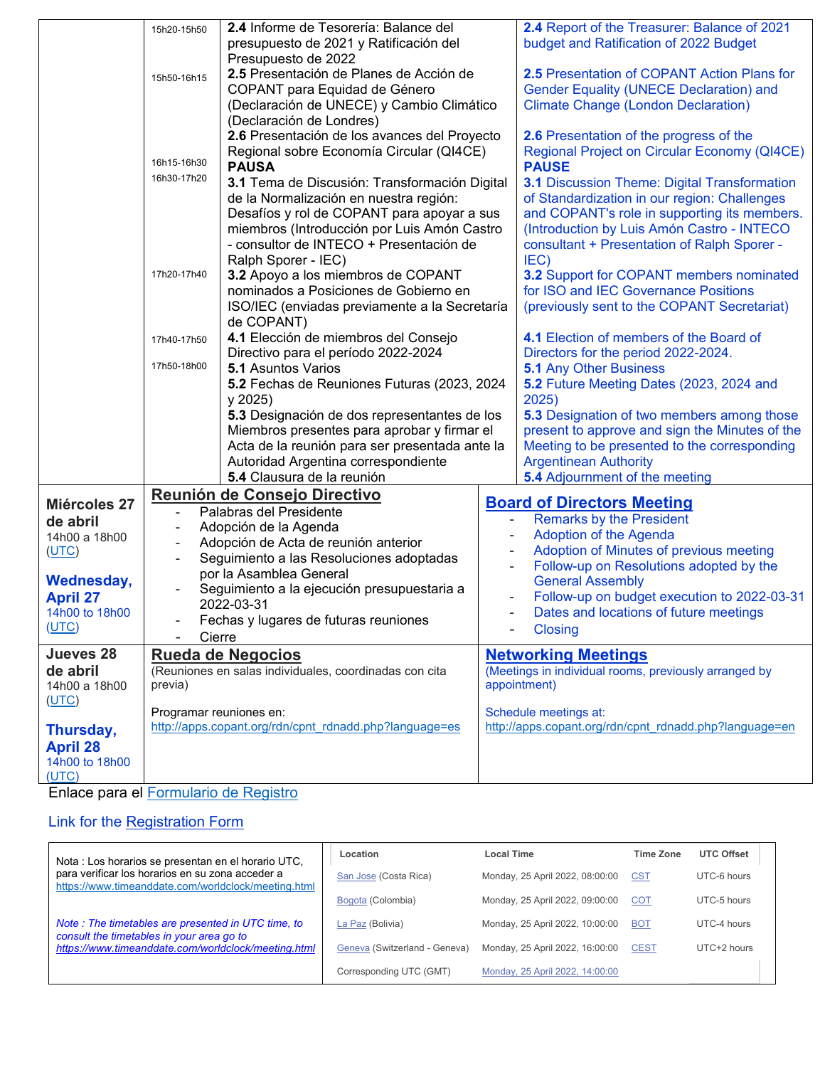| | | | |
|---|---|---|---|
| | 15h20-15h50 | **2.4** Informe de Tesorería: Balance del presupuesto de 2021 y Ratificación del Presupuesto de 2022 | **2.4** Report of the Treasurer: Balance of 2021 budget and Ratification of 2022 Budget |
| | 15h50-16h15 | **2.5** Presentación de Planes de Acción de COPANT para Equidad de Género (Declaración de UNECE) y Cambio Climático (Declaración de Londres) | **2.5** Presentation of COPANT Action Plans for Gender Equality (UNECE Declaration) and Climate Change (London Declaration) |
| | | **2.6** Presentación de los avances del Proyecto Regional sobre Economía Circular (QI4CE) | **2.6** Presentation of the progress of the Regional Project on Circular Economy (QI4CE) |
| | 16h15-16h30 | **PAUSA** | **PAUSE** |
| | 16h30-17h20 | **3.1** Tema de Discusión: Transformación Digital de la Normalización en nuestra región: Desafíos y rol de COPANT para apoyar a sus miembros (Introducción por Luis Amón Castro - consultor de INTECO + Presentación de Ralph Sporer - IEC) | **3.1** Discussion Theme: Digital Transformation of Standardization in our region: Challenges and COPANT's role in supporting its members. (Introduction by Luis Amón Castro - INTECO consultant + Presentation of Ralph Sporer - IEC) |
| | 17h20-17h40 | **3.2** Apoyo a los miembros de COPANT nominados a Posiciones de Gobierno en ISO/IEC (enviadas previamente a la Secretaría de COPANT) | **3.2** Support for COPANT members nominated for ISO and IEC Governance Positions (previously sent to the COPANT Secretariat) |
| | 17h40-17h50 | **4.1** Elección de miembros del Consejo Directivo para el período 2022-2024 | **4.1** Election of members of the Board of Directors for the period 2022-2024. |
| | 17h50-18h00 | **5.1** Asuntos Varios<br>**5.2** Fechas de Reuniones Futuras (2023, 2024 y 2025)<br>**5.3** Designación de dos representantes de los Miembros presentes para aprobar y firmar el Acta de la reunión para ser presentada ante la Autoridad Argentina correspondiente<br>**5.4** Clausura de la reunión | **5.1** Any Other Business<br>**5.2** Future Meeting Dates (2023, 2024 and 2025)<br>**5.3** Designation of two members among those present to approve and sign the Minutes of the Meeting to be presented to the corresponding Argentinean Authority<br>**5.4** Adjournment of the meeting |
| **Miércoles 27 de abril**<br>14h00 a 18h00 (UTC)<br><br>**Wednesday, April 27**<br>14h00 to 18h00 (UTC) | | **Reunión de Consejo Directivo**<br>- Palabras del Presidente<br>- Adopción de la Agenda<br>- Adopción de Acta de reunión anterior<br>- Seguimiento a las Resoluciones adoptadas por la Asamblea General<br>- Seguimiento a la ejecución presupuestaria a 2022-03-31<br>- Fechas y lugares de futuras reuniones<br>- Cierre | **Board of Directors Meeting**<br>- Remarks by the President<br>- Adoption of the Agenda<br>- Adoption of Minutes of previous meeting<br>- Follow-up on Resolutions adopted by the General Assembly<br>- Follow-up on budget execution to 2022-03-31<br>- Dates and locations of future meetings<br>- Closing |
| **Jueves 28 de abril**<br>14h00 a 18h00 (UTC)<br><br>**Thursday, April 28**<br>14h00 to 18h00 (UTC) | | **Rueda de Negocios**<br>(Reuniones en salas individuales, coordinadas con cita previa)<br><br>Programar reuniones en:<br>http://apps.copant.org/rdn/cpnt_rdnadd.php?language=es | **Networking Meetings**<br>(Meetings in individual rooms, previously arranged by appointment)<br><br>Schedule meetings at:<br>http://apps.copant.org/rdn/cpnt_rdnadd.php?language=en |

Enlace para el Formulario de Registro

Link for the Registration Form

Nota : Los horarios se presentan en el horario UTC, para verificar los horarios en su zona acceder a https://www.timeanddate.com/worldclock/meeting.html

*Note : The timetables are presented in UTC time, to consult the timetables in your area go to https://www.timeanddate.com/worldclock/meeting.html*

| Location | Local Time | Time Zone | UTC Offset |
|---|---|---|---|
| San Jose (Costa Rica) | Monday, 25 April 2022, 08:00:00 | CST | UTC-6 hours |
| Bogota (Colombia) | Monday, 25 April 2022, 09:00:00 | COT | UTC-5 hours |
| La Paz (Bolivia) | Monday, 25 April 2022, 10:00:00 | BOT | UTC-4 hours |
| Geneva (Switzerland - Geneva) | Monday, 25 April 2022, 16:00:00 | CEST | UTC+2 hours |
| Corresponding UTC (GMT) | Monday, 25 April 2022, 14:00:00 | | |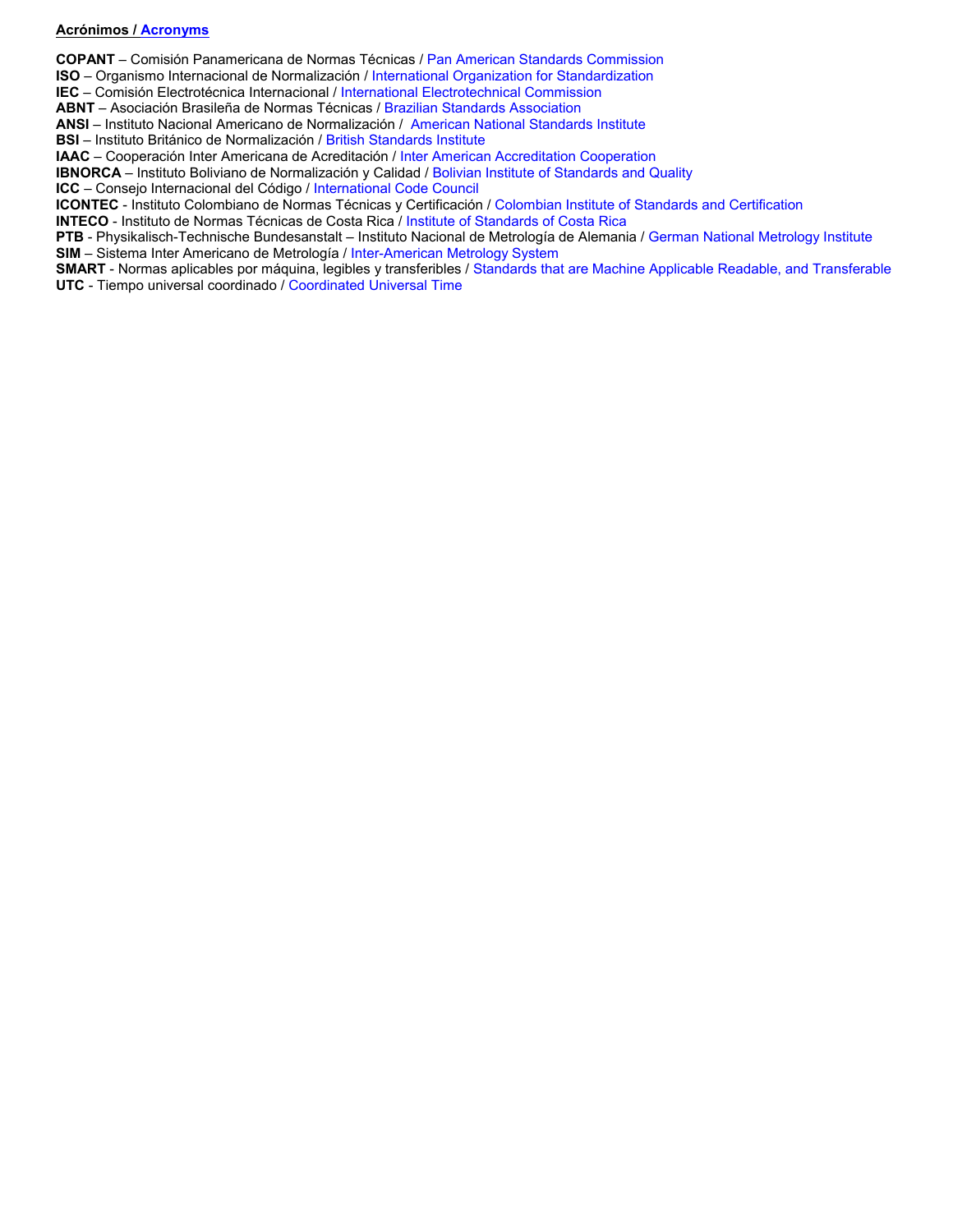**Acrónimos / Acronyms**

**COPANT** – Comisión Panamericana de Normas Técnicas / Pan American Standards Commission
**ISO** – Organismo Internacional de Normalización / International Organization for Standardization
**IEC** – Comisión Electrotécnica Internacional / International Electrotechnical Commission
**ABNT** – Asociación Brasileña de Normas Técnicas / Brazilian Standards Association
**ANSI** – Instituto Nacional Americano de Normalización / American National Standards Institute
**BSI** – Instituto Británico de Normalización / British Standards Institute
**IAAC** – Cooperación Inter Americana de Acreditación / Inter American Accreditation Cooperation
**IBNORCA** – Instituto Boliviano de Normalización y Calidad / Bolivian Institute of Standards and Quality
**ICC** – Consejo Internacional del Código / International Code Council
**ICONTEC** - Instituto Colombiano de Normas Técnicas y Certificación / Colombian Institute of Standards and Certification
**INTECO** - Instituto de Normas Técnicas de Costa Rica / Institute of Standards of Costa Rica
**PTB** - Physikalisch-Technische Bundesanstalt – Instituto Nacional de Metrología de Alemania / German National Metrology Institute
**SIM** – Sistema Inter Americano de Metrología / Inter-American Metrology System
**SMART** - Normas aplicables por máquina, legibles y transferibles / Standards that are Machine Applicable Readable, and Transferable
**UTC** - Tiempo universal coordinado / Coordinated Universal Time